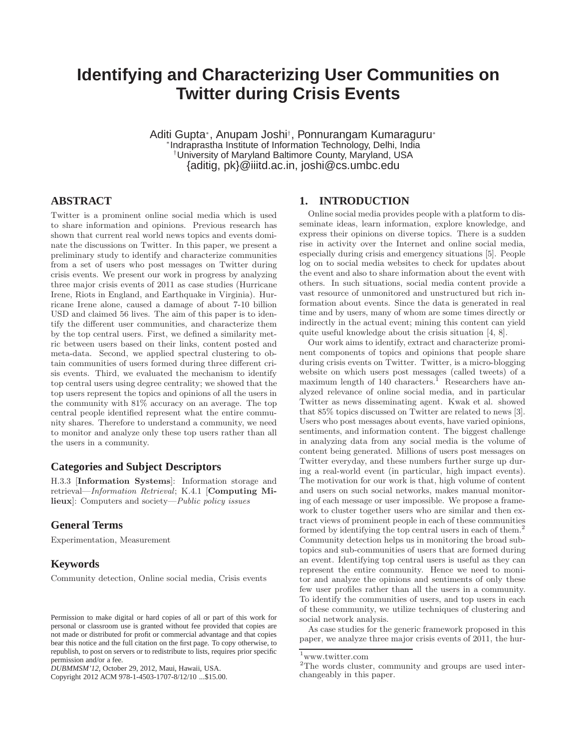# Identifying and Characterizing User Communities on Twitter during Crisis Events

Aditi Gupta[*], Anupam Joshi[†], Ponnurangam Kumaraguru[*]
[*]Indraprastha Institute of Information Technology, Delhi, India
[†]University of Maryland Baltimore County, Maryland, USA
{aditig, pk}@iiitd.ac.in, joshi@cs.umbc.edu

## ABSTRACT

Twitter is a prominent online social media which is used to share information and opinions. Previous research has shown that current real world news topics and events dominate the discussions on Twitter. In this paper, we present a preliminary study to identify and characterize communities from a set of users who post messages on Twitter during crisis events. We present our work in progress by analyzing three major crisis events of 2011 as case studies (Hurricane Irene, Riots in England, and Earthquake in Virginia). Hurricane Irene alone, caused a damage of about 7-10 billion USD and claimed 56 lives. The aim of this paper is to identify the different user communities, and characterize them by the top central users. First, we defined a similarity metric between users based on their links, content posted and meta-data. Second, we applied spectral clustering to obtain communities of users formed during three different crisis events. Third, we evaluated the mechanism to identify top central users using degree centrality; we showed that the top users represent the topics and opinions of all the users in the community with 81% accuracy on an average. The top central people identified represent what the entire community shares. Therefore to understand a community, we need to monitor and analyze only these top users rather than all the users in a community.

### Categories and Subject Descriptors

H.3.3 [**Information Systems**]: Information storage and retrieval—*Information Retrieval*; K.4.1 [**Computing Milieux**]: Computers and society—*Public policy issues*

### General Terms

Experimentation, Measurement

### Keywords

Community detection, Online social media, Crisis events

Permission to make digital or hard copies of all or part of this work for personal or classroom use is granted without fee provided that copies are not made or distributed for profit or commercial advantage and that copies bear this notice and the full citation on the first page. To copy otherwise, to republish, to post on servers or to redistribute to lists, requires prior specific permission and/or a fee.
*DUBMMSM'12*, October 29, 2012, Maui, Hawaii, USA.
Copyright 2012 ACM 978-1-4503-1707-8/12/10 ...$15.00.

## 1. INTRODUCTION

Online social media provides people with a platform to disseminate ideas, learn information, explore knowledge, and express their opinions on diverse topics. There is a sudden rise in activity over the Internet and online social media, especially during crisis and emergency situations [5]. People log on to social media websites to check for updates about the event and also to share information about the event with others. In such situations, social media content provide a vast resource of unmonitored and unstructured but rich information about events. Since the data is generated in real time and by users, many of whom are some times directly or indirectly in the actual event; mining this content can yield quite useful knowledge about the crisis situation [4, 8].

Our work aims to identify, extract and characterize prominent components of topics and opinions that people share during crisis events on Twitter. Twitter, is a micro-blogging website on which users post messages (called tweets) of a maximum length of 140 characters.[1] Researchers have analyzed relevance of online social media, and in particular Twitter as news disseminating agent. Kwak et al. showed that 85% topics discussed on Twitter are related to news [3]. Users who post messages about events, have varied opinions, sentiments, and information content. The biggest challenge in analyzing data from any social media is the volume of content being generated. Millions of users post messages on Twitter everyday, and these numbers further surge up during a real-world event (in particular, high impact events). The motivation for our work is that, high volume of content and users on such social networks, makes manual monitoring of each message or user impossible. We propose a framework to cluster together users who are similar and then extract views of prominent people in each of these communities formed by identifying the top central users in each of them.[2] Community detection helps us in monitoring the broad subtopics and sub-communities of users that are formed during an event. Identifying top central users is useful as they can represent the entire community. Hence we need to monitor and analyze the opinions and sentiments of only these few user profiles rather than all the users in a community. To identify the communities of users, and top users in each of these community, we utilize techniques of clustering and social network analysis.

As case studies for the generic framework proposed in this paper, we analyze three major crisis events of 2011, the hur-

[1] www.twitter.com

[2] The words cluster, community and groups are used interchangeably in this paper.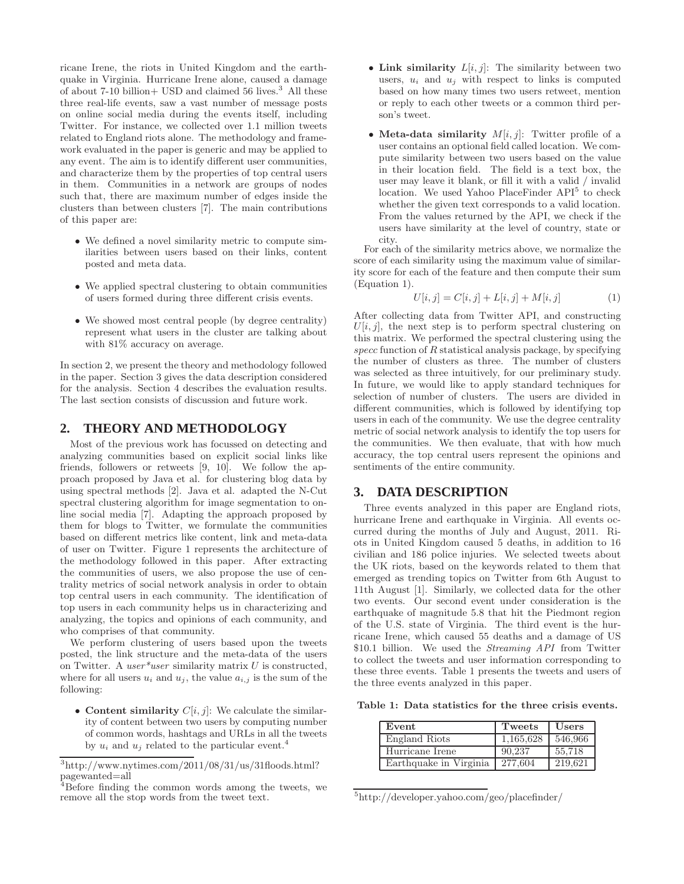ricane Irene, the riots in United Kingdom and the earthquake in Virginia. Hurricane Irene alone, caused a damage of about 7-10 billion+ USD and claimed 56 lives.[3] All these three real-life events, saw a vast number of message posts on online social media during the events itself, including Twitter. For instance, we collected over 1.1 million tweets related to England riots alone. The methodology and framework evaluated in the paper is generic and may be applied to any event. The aim is to identify different user communities, and characterize them by the properties of top central users in them. Communities in a network are groups of nodes such that, there are maximum number of edges inside the clusters than between clusters [7]. The main contributions of this paper are:

- We defined a novel similarity metric to compute similarities between users based on their links, content posted and meta data.
- We applied spectral clustering to obtain communities of users formed during three different crisis events.
- We showed most central people (by degree centrality) represent what users in the cluster are talking about with 81% accuracy on average.

In section 2, we present the theory and methodology followed in the paper. Section 3 gives the data description considered for the analysis. Section 4 describes the evaluation results. The last section consists of discussion and future work.

## 2. THEORY AND METHODOLOGY

Most of the previous work has focussed on detecting and analyzing communities based on explicit social links like friends, followers or retweets [9, 10]. We follow the approach proposed by Java et al. for clustering blog data by using spectral methods [2]. Java et al. adapted the N-Cut spectral clustering algorithm for image segmentation to online social media [7]. Adapting the approach proposed by them for blogs to Twitter, we formulate the communities based on different metrics like content, link and meta-data of user on Twitter. Figure 1 represents the architecture of the methodology followed in this paper. After extracting the communities of users, we also propose the use of centrality metrics of social network analysis in order to obtain top central users in each community. The identification of top users in each community helps us in characterizing and analyzing, the topics and opinions of each community, and who comprises of that community.

We perform clustering of users based upon the tweets posted, the link structure and the meta-data of the users on Twitter. A *user*user* similarity matrix $U$ is constructed, where for all users $u_i$ and $u_j$, the value $a_{i,j}$ is the sum of the following:

- **Content similarity** $C[i, j]$: We calculate the similarity of content between two users by computing number of common words, hashtags and URLs in all the tweets by $u_i$ and $u_j$ related to the particular event.[4]
- **Link similarity** $L[i, j]$: The similarity between two users, $u_i$ and $u_j$ with respect to links is computed based on how many times two users retweet, mention or reply to each other tweets or a common third person's tweet.
- **Meta-data similarity** $M[i, j]$: Twitter profile of a user contains an optional field called location. We compute similarity between two users based on the value in their location field. The field is a text box, the user may leave it blank, or fill it with a valid / invalid location. We used Yahoo PlaceFinder API[5] to check whether the given text corresponds to a valid location. From the values returned by the API, we check if the users have similarity at the level of country, state or city.

For each of the similarity metrics above, we normalize the score of each similarity using the maximum value of similarity score for each of the feature and then compute their sum (Equation 1).

$$U[i, j] = C[i, j] + L[i, j] + M[i, j] \tag{1}$$

After collecting data from Twitter API, and constructing $U[i, j]$, the next step is to perform spectral clustering on this matrix. We performed the spectral clustering using the *specc* function of *R* statistical analysis package, by specifying the number of clusters as three. The number of clusters was selected as three intuitively, for our preliminary study. In future, we would like to apply standard techniques for selection of number of clusters. The users are divided in different communities, which is followed by identifying top users in each of the community. We use the degree centrality metric of social network analysis to identify the top users for the communities. We then evaluate, that with how much accuracy, the top central users represent the opinions and sentiments of the entire community.

## 3. DATA DESCRIPTION

Three events analyzed in this paper are England riots, hurricane Irene and earthquake in Virginia. All events occurred during the months of July and August, 2011. Riots in United Kingdom caused 5 deaths, in addition to 16 civilian and 186 police injuries. We selected tweets about the UK riots, based on the keywords related to them that emerged as trending topics on Twitter from 6th August to 11th August [1]. Similarly, we collected data for the other two events. Our second event under consideration is the earthquake of magnitude 5.8 that hit the Piedmont region of the U.S. state of Virginia. The third event is the hurricane Irene, which caused 55 deaths and a damage of US $10.1 billion. We used the *Streaming API* from Twitter to collect the tweets and user information corresponding to these three events. Table 1 presents the tweets and users of the three events analyzed in this paper.

**Table 1: Data statistics for the three crisis events.**

| Event | Tweets | Users |
|---|---|---|
| England Riots | 1,165,628 | 546,966 |
| Hurricane Irene | 90,237 | 55,718 |
| Earthquake in Virginia | 277,604 | 219,621 |

[3] http://www.nytimes.com/2011/08/31/us/31floods.html?pagewanted=all

[4] Before finding the common words among the tweets, we remove all the stop words from the tweet text.

[5] http://developer.yahoo.com/geo/placefinder/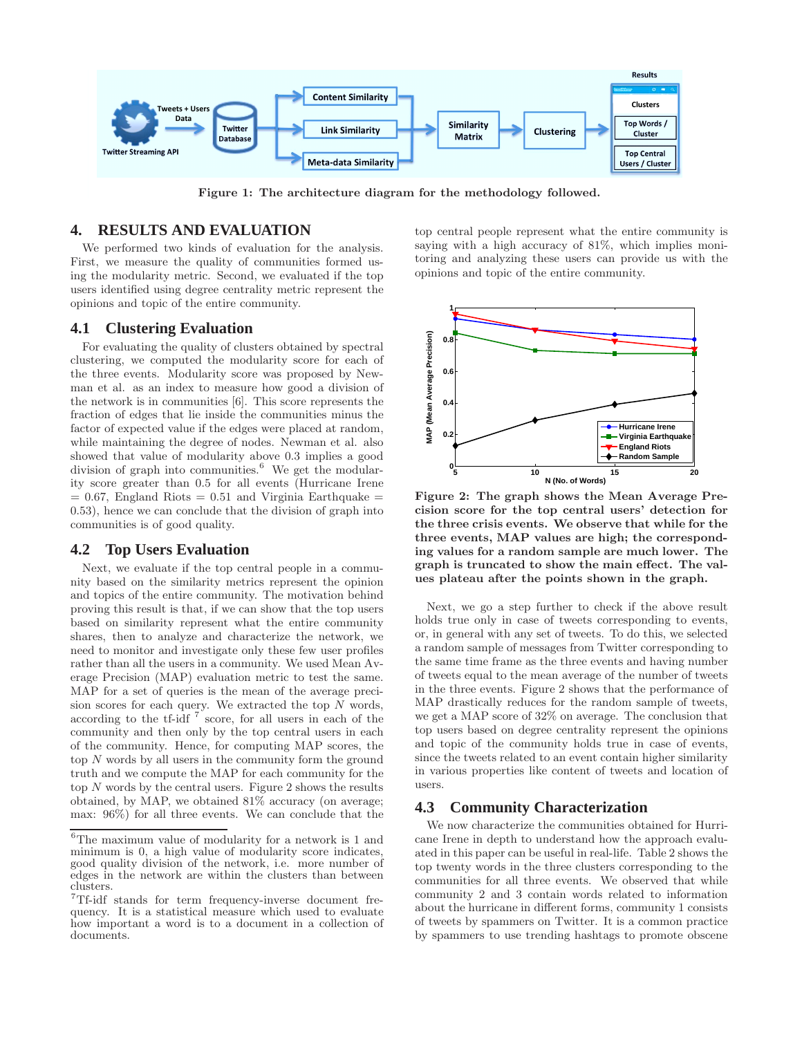Figure 1: The architecture diagram for the methodology followed.

## 4. RESULTS AND EVALUATION

We performed two kinds of evaluation for the analysis. First, we measure the quality of communities formed using the modularity metric. Second, we evaluated if the top users identified using degree centrality metric represent the opinions and topic of the entire community.

### 4.1 Clustering Evaluation

For evaluating the quality of clusters obtained by spectral clustering, we computed the modularity score for each of the three events. Modularity score was proposed by Newman et al. as an index to measure how good a division of the network is in communities [6]. This score represents the fraction of edges that lie inside the communities minus the factor of expected value if the edges were placed at random, while maintaining the degree of nodes. Newman et al. also showed that value of modularity above 0.3 implies a good division of graph into communities.[6] We get the modularity score greater than 0.5 for all events (Hurricane Irene = 0.67, England Riots = 0.51 and Virginia Earthquake = 0.53), hence we can conclude that the division of graph into communities is of good quality.

### 4.2 Top Users Evaluation

Next, we evaluate if the top central people in a community based on the similarity metrics represent the opinion and topics of the entire community. The motivation behind proving this result is that, if we can show that the top users based on similarity represent what the entire community shares, then to analyze and characterize the network, we need to monitor and investigate only these few user profiles rather than all the users in a community. We used Mean Average Precision (MAP) evaluation metric to test the same. MAP for a set of queries is the mean of the average precision scores for each query. We extracted the top $N$ words, according to the tf-idf [7] score, for all users in each of the community and then only by the top central users in each of the community. Hence, for computing MAP scores, the top $N$ words by all users in the community form the ground truth and we compute the MAP for each community for the top $N$ words by the central users. Figure 2 shows the results obtained, by MAP, we obtained 81% accuracy (on average; max: 96%) for all three events. We can conclude that the top central people represent what the entire community is saying with a high accuracy of 81%, which implies monitoring and analyzing these users can provide us with the opinions and topic of the entire community.

Figure 2: The graph shows the Mean Average Precision score for the top central users' detection for the three crisis events. We observe that while for the three events, MAP values are high; the corresponding values for a random sample are much lower. The graph is truncated to show the main effect. The values plateau after the points shown in the graph.

Next, we go a step further to check if the above result holds true only in case of tweets corresponding to events, or, in general with any set of tweets. To do this, we selected a random sample of messages from Twitter corresponding to the same time frame as the three events and having number of tweets equal to the mean average of the number of tweets in the three events. Figure 2 shows that the performance of MAP drastically reduces for the random sample of tweets, we get a MAP score of 32% on average. The conclusion that top users based on degree centrality represent the opinions and topic of the community holds true in case of events, since the tweets related to an event contain higher similarity in various properties like content of tweets and location of users.

### 4.3 Community Characterization

We now characterize the communities obtained for Hurricane Irene in depth to understand how the approach evaluated in this paper can be useful in real-life. Table 2 shows the top twenty words in the three clusters corresponding to the communities for all three events. We observed that while community 2 and 3 contain words related to information about the hurricane in different forms, community 1 consists of tweets by spammers on Twitter. It is a common practice by spammers to use trending hashtags to promote obscene

[6] The maximum value of modularity for a network is 1 and minimum is 0, a high value of modularity score indicates, good quality division of the network, i.e. more number of edges in the network are within the clusters than between clusters.

[7] Tf-idf stands for term frequency-inverse document frequency. It is a statistical measure which used to evaluate how important a word is to a document in a collection of documents.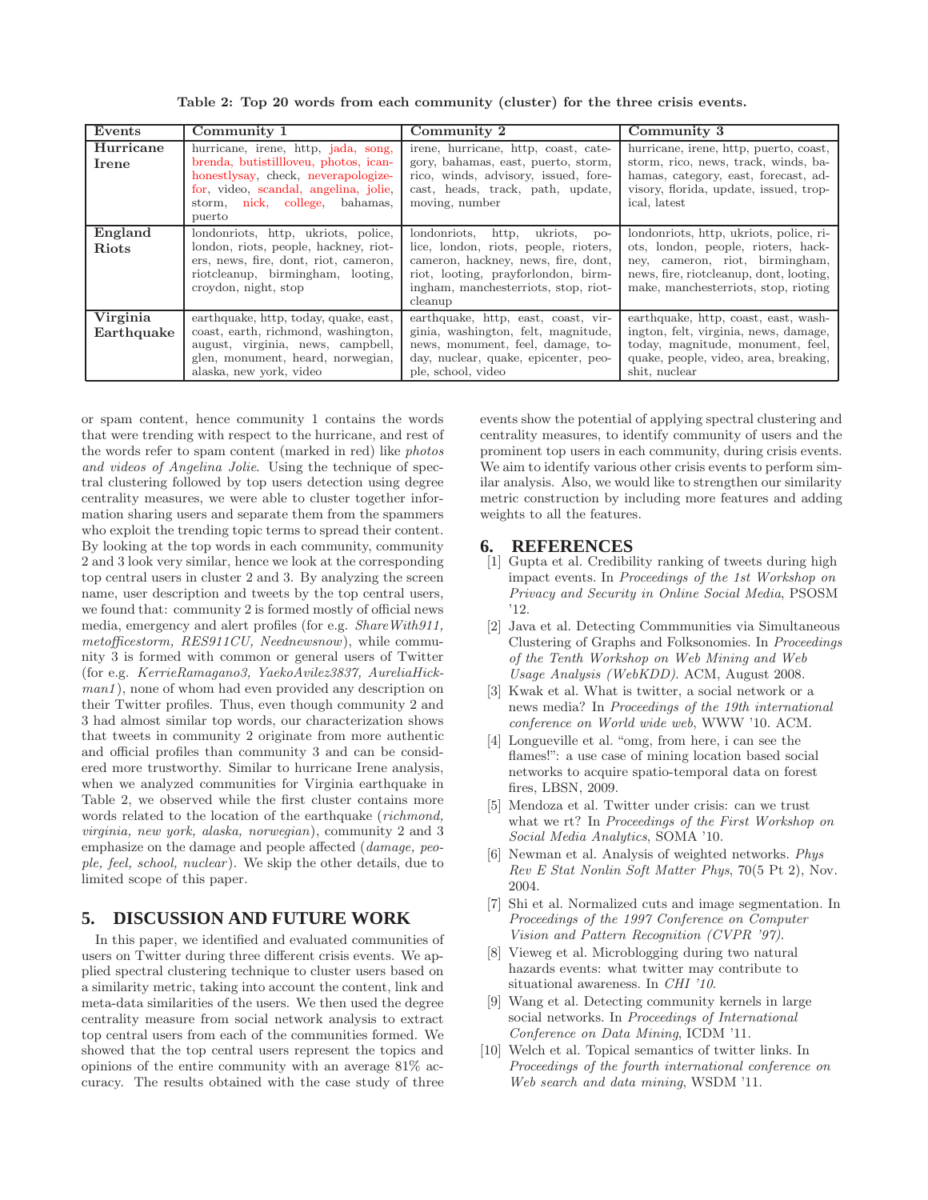**Table 2: Top 20 words from each community (cluster) for the three crisis events.**

| Events | Community 1 | Community 2 | Community 3 |
|---|---|---|---|
| **Hurricane Irene** | hurricane, irene, http, jada, song, brenda, butistillloveu, photos, icanhonestlysay, check, neverapologizefor, video, scandal, angelina, jolie, storm, nick, college, bahamas, puerto | irene, hurricane, http, coast, category, bahamas, east, puerto, storm, rico, winds, advisory, issued, forecast, heads, track, path, update, moving, number | hurricane, irene, http, puerto, coast, storm, rico, news, track, winds, bahamas, category, east, forecast, advisory, florida, update, issued, tropical, latest |
| **England Riots** | londonriots, http, ukriots, police, london, riots, people, hackney, rioters, news, fire, dont, riot, cameron, riotcleanup, birmingham, looting, croydon, night, stop | londonriots, http, ukriots, police, london, riots, people, rioters, cameron, hackney, news, fire, dont, riot, looting, prayforlondon, birmingham, manchesterriots, stop, riotcleanup | londonriots, http, ukriots, police, riots, london, people, rioters, hackney, cameron, riot, birmingham, news, fire, riotcleanup, dont, looting, make, manchesterriots, stop, rioting |
| **Virginia Earthquake** | earthquake, http, today, quake, east, coast, earth, richmond, washington, august, virginia, news, campbell, glen, monument, heard, norwegian, alaska, new york, video | earthquake, http, east, coast, virginia, washington, felt, magnitude, news, monument, feel, damage, today, nuclear, quake, epicenter, people, school, video | earthquake, http, coast, east, washington, felt, virginia, news, damage, today, magnitude, monument, feel, quake, people, video, area, breaking, shit, nuclear |

or spam content, hence community 1 contains the words that were trending with respect to the hurricane, and rest of the words refer to spam content (marked in red) like *photos and videos of Angelina Jolie*. Using the technique of spectral clustering followed by top users detection using degree centrality measures, we were able to cluster together information sharing users and separate them from the spammers who exploit the trending topic terms to spread their content. By looking at the top words in each community, community 2 and 3 look very similar, hence we look at the corresponding top central users in cluster 2 and 3. By analyzing the screen name, user description and tweets by the top central users, we found that: community 2 is formed mostly of official news media, emergency and alert profiles (for e.g. *ShareWith911, metofficestorm, RES911CU, Neednewsnow*), while community 3 is formed with common or general users of Twitter (for e.g. *KerrieRamagano3, YaekoAvilez3837, AureliaHickman1*), none of whom had even provided any description on their Twitter profiles. Thus, even though community 2 and 3 had almost similar top words, our characterization shows that tweets in community 2 originate from more authentic and official profiles than community 3 and can be considered more trustworthy. Similar to hurricane Irene analysis, when we analyzed communities for Virginia earthquake in Table 2, we observed while the first cluster contains more words related to the location of the earthquake (*richmond, virginia, new york, alaska, norwegian*), community 2 and 3 emphasize on the damage and people affected (*damage, people, feel, school, nuclear*). We skip the other details, due to limited scope of this paper.

## 5. DISCUSSION AND FUTURE WORK

In this paper, we identified and evaluated communities of users on Twitter during three different crisis events. We applied spectral clustering technique to cluster users based on a similarity metric, taking into account the content, link and meta-data similarities of the users. We then used the degree centrality measure from social network analysis to extract top central users from each of the communities formed. We showed that the top central users represent the topics and opinions of the entire community with an average 81% accuracy. The results obtained with the case study of three events show the potential of applying spectral clustering and centrality measures, to identify community of users and the prominent top users in each community, during crisis events. We aim to identify various other crisis events to perform similar analysis. Also, we would like to strengthen our similarity metric construction by including more features and adding weights to all the features.

## 6. REFERENCES

[1] Gupta et al. Credibility ranking of tweets during high impact events. In *Proceedings of the 1st Workshop on Privacy and Security in Online Social Media*, PSOSM '12.

[2] Java et al. Detecting Commmunities via Simultaneous Clustering of Graphs and Folksonomies. In *Proceedings of the Tenth Workshop on Web Mining and Web Usage Analysis (WebKDD)*. ACM, August 2008.

[3] Kwak et al. What is twitter, a social network or a news media? In *Proceedings of the 19th international conference on World wide web*, WWW '10. ACM.

[4] Longueville et al. "omg, from here, i can see the flames!": a use case of mining location based social networks to acquire spatio-temporal data on forest fires, LBSN, 2009.

[5] Mendoza et al. Twitter under crisis: can we trust what we rt? In *Proceedings of the First Workshop on Social Media Analytics*, SOMA '10.

[6] Newman et al. Analysis of weighted networks. *Phys Rev E Stat Nonlin Soft Matter Phys*, 70(5 Pt 2), Nov. 2004.

[7] Shi et al. Normalized cuts and image segmentation. In *Proceedings of the 1997 Conference on Computer Vision and Pattern Recognition (CVPR '97)*.

[8] Vieweg et al. Microblogging during two natural hazards events: what twitter may contribute to situational awareness. In *CHI '10*.

[9] Wang et al. Detecting community kernels in large social networks. In *Proceedings of International Conference on Data Mining*, ICDM '11.

[10] Welch et al. Topical semantics of twitter links. In *Proceedings of the fourth international conference on Web search and data mining*, WSDM '11.